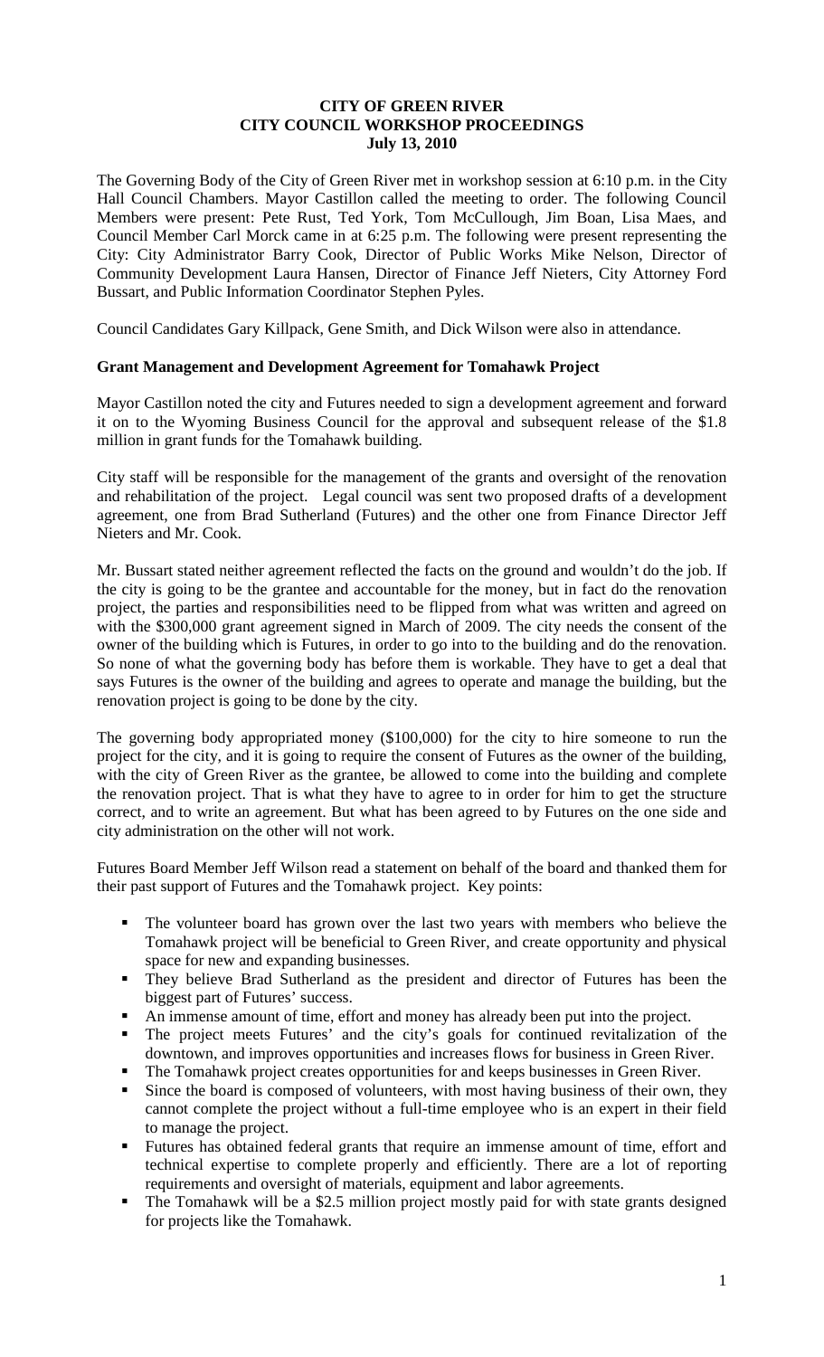# CITY OF GREEN RIVER
## CITY COUNCIL WORKSHOP PROCEEDINGS
### July 13, 2010

The Governing Body of the City of Green River met in workshop session at 6:10 p.m. in the City Hall Council Chambers. Mayor Castillon called the meeting to order. The following Council Members were present: Pete Rust, Ted York, Tom McCullough, Jim Boan, Lisa Maes, and Council Member Carl Morck came in at 6:25 p.m. The following were present representing the City: City Administrator Barry Cook, Director of Public Works Mike Nelson, Director of Community Development Laura Hansen, Director of Finance Jeff Nieters, City Attorney Ford Bussart, and Public Information Coordinator Stephen Pyles.

Council Candidates Gary Killpack, Gene Smith, and Dick Wilson were also in attendance.

**Grant Management and Development Agreement for Tomahawk Project**

Mayor Castillon noted the city and Futures needed to sign a development agreement and forward it on to the Wyoming Business Council for the approval and subsequent release of the $1.8 million in grant funds for the Tomahawk building.

City staff will be responsible for the management of the grants and oversight of the renovation and rehabilitation of the project. Legal council was sent two proposed drafts of a development agreement, one from Brad Sutherland (Futures) and the other one from Finance Director Jeff Nieters and Mr. Cook.

Mr. Bussart stated neither agreement reflected the facts on the ground and wouldn't do the job. If the city is going to be the grantee and accountable for the money, but in fact do the renovation project, the parties and responsibilities need to be flipped from what was written and agreed on with the $300,000 grant agreement signed in March of 2009. The city needs the consent of the owner of the building which is Futures, in order to go into to the building and do the renovation. So none of what the governing body has before them is workable. They have to get a deal that says Futures is the owner of the building and agrees to operate and manage the building, but the renovation project is going to be done by the city.

The governing body appropriated money ($100,000) for the city to hire someone to run the project for the city, and it is going to require the consent of Futures as the owner of the building, with the city of Green River as the grantee, be allowed to come into the building and complete the renovation project. That is what they have to agree to in order for him to get the structure correct, and to write an agreement. But what has been agreed to by Futures on the one side and city administration on the other will not work.

Futures Board Member Jeff Wilson read a statement on behalf of the board and thanked them for their past support of Futures and the Tomahawk project. Key points:

- The volunteer board has grown over the last two years with members who believe the Tomahawk project will be beneficial to Green River, and create opportunity and physical space for new and expanding businesses.
- They believe Brad Sutherland as the president and director of Futures has been the biggest part of Futures' success.
- An immense amount of time, effort and money has already been put into the project.
- The project meets Futures' and the city's goals for continued revitalization of the downtown, and improves opportunities and increases flows for business in Green River.
- The Tomahawk project creates opportunities for and keeps businesses in Green River.
- Since the board is composed of volunteers, with most having business of their own, they cannot complete the project without a full-time employee who is an expert in their field to manage the project.
- Futures has obtained federal grants that require an immense amount of time, effort and technical expertise to complete properly and efficiently. There are a lot of reporting requirements and oversight of materials, equipment and labor agreements.
- The Tomahawk will be a $2.5 million project mostly paid for with state grants designed for projects like the Tomahawk.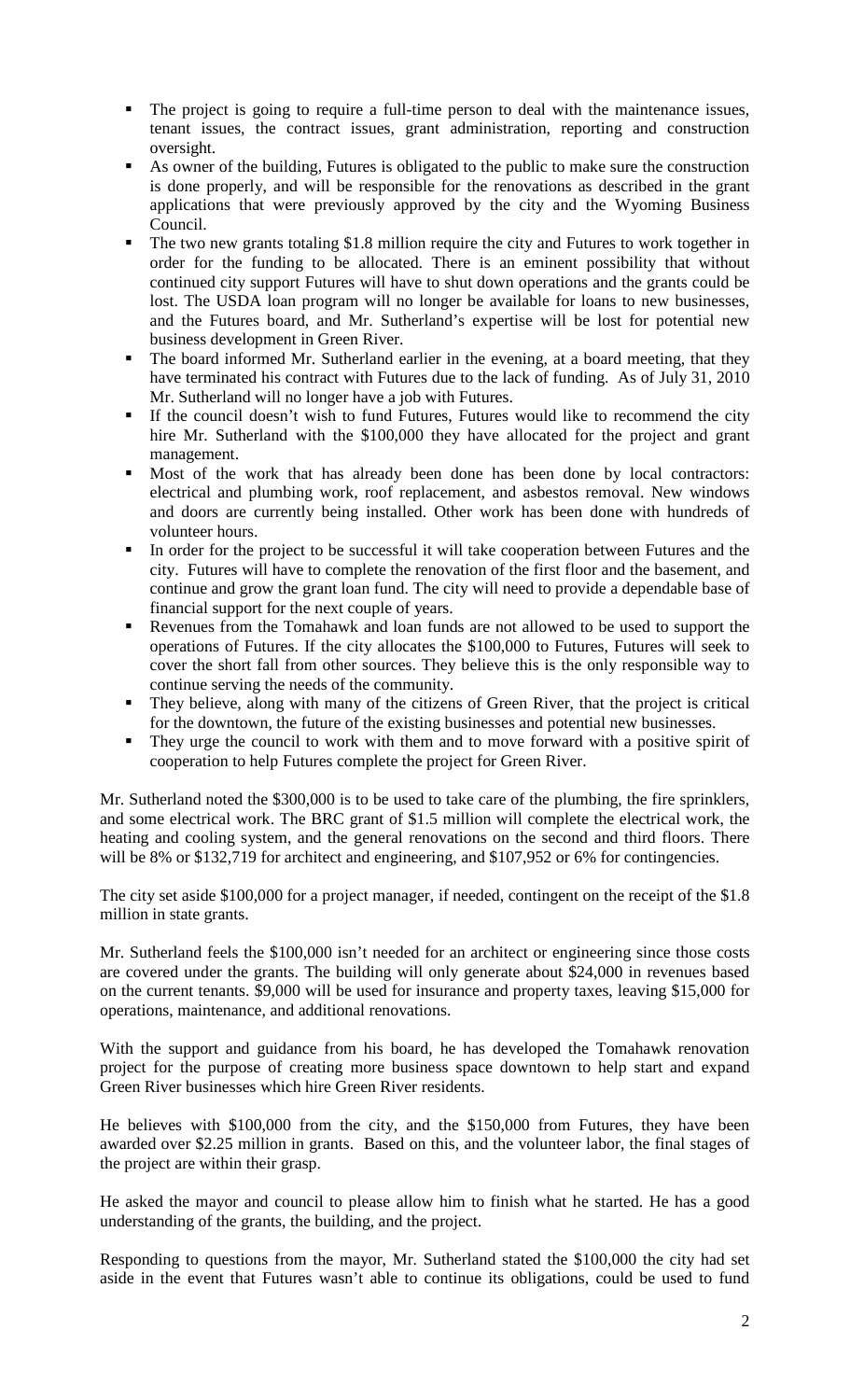- The project is going to require a full-time person to deal with the maintenance issues, tenant issues, the contract issues, grant administration, reporting and construction oversight.
- As owner of the building, Futures is obligated to the public to make sure the construction is done properly, and will be responsible for the renovations as described in the grant applications that were previously approved by the city and the Wyoming Business Council.
- The two new grants totaling $1.8 million require the city and Futures to work together in order for the funding to be allocated. There is an eminent possibility that without continued city support Futures will have to shut down operations and the grants could be lost. The USDA loan program will no longer be available for loans to new businesses, and the Futures board, and Mr. Sutherland's expertise will be lost for potential new business development in Green River.
- The board informed Mr. Sutherland earlier in the evening, at a board meeting, that they have terminated his contract with Futures due to the lack of funding. As of July 31, 2010 Mr. Sutherland will no longer have a job with Futures.
- If the council doesn't wish to fund Futures, Futures would like to recommend the city hire Mr. Sutherland with the $100,000 they have allocated for the project and grant management.
- Most of the work that has already been done has been done by local contractors: electrical and plumbing work, roof replacement, and asbestos removal. New windows and doors are currently being installed. Other work has been done with hundreds of volunteer hours.
- In order for the project to be successful it will take cooperation between Futures and the city. Futures will have to complete the renovation of the first floor and the basement, and continue and grow the grant loan fund. The city will need to provide a dependable base of financial support for the next couple of years.
- Revenues from the Tomahawk and loan funds are not allowed to be used to support the operations of Futures. If the city allocates the $100,000 to Futures, Futures will seek to cover the short fall from other sources. They believe this is the only responsible way to continue serving the needs of the community.
- They believe, along with many of the citizens of Green River, that the project is critical for the downtown, the future of the existing businesses and potential new businesses.
- They urge the council to work with them and to move forward with a positive spirit of cooperation to help Futures complete the project for Green River.

Mr. Sutherland noted the $300,000 is to be used to take care of the plumbing, the fire sprinklers, and some electrical work. The BRC grant of $1.5 million will complete the electrical work, the heating and cooling system, and the general renovations on the second and third floors. There will be 8% or $132,719 for architect and engineering, and $107,952 or 6% for contingencies.

The city set aside $100,000 for a project manager, if needed, contingent on the receipt of the $1.8 million in state grants.

Mr. Sutherland feels the $100,000 isn't needed for an architect or engineering since those costs are covered under the grants. The building will only generate about $24,000 in revenues based on the current tenants. $9,000 will be used for insurance and property taxes, leaving $15,000 for operations, maintenance, and additional renovations.

With the support and guidance from his board, he has developed the Tomahawk renovation project for the purpose of creating more business space downtown to help start and expand Green River businesses which hire Green River residents.

He believes with $100,000 from the city, and the $150,000 from Futures, they have been awarded over $2.25 million in grants. Based on this, and the volunteer labor, the final stages of the project are within their grasp.

He asked the mayor and council to please allow him to finish what he started. He has a good understanding of the grants, the building, and the project.

Responding to questions from the mayor, Mr. Sutherland stated the $100,000 the city had set aside in the event that Futures wasn't able to continue its obligations, could be used to fund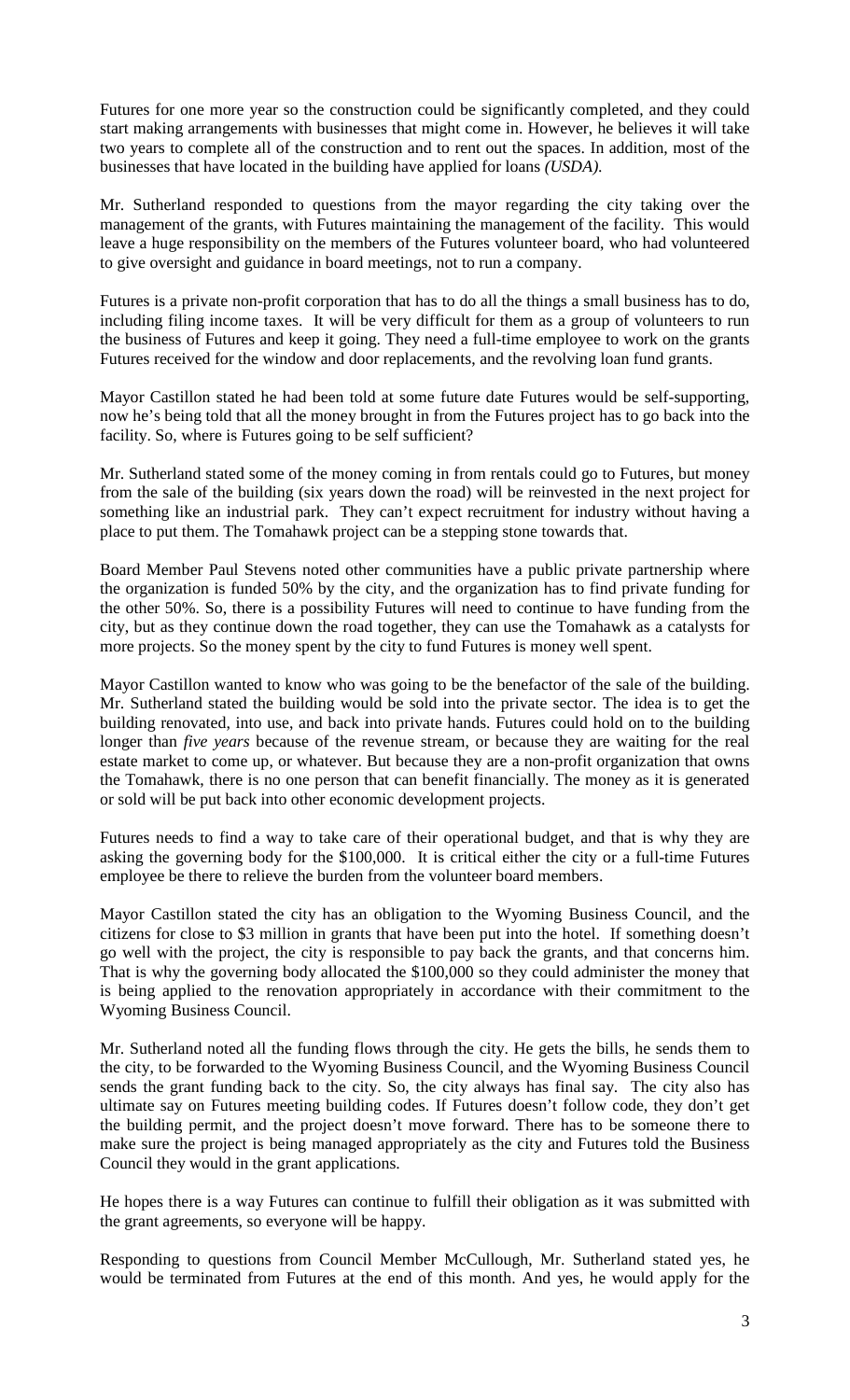Futures for one more year so the construction could be significantly completed, and they could start making arrangements with businesses that might come in. However, he believes it will take two years to complete all of the construction and to rent out the spaces. In addition, most of the businesses that have located in the building have applied for loans *(USDA).*

Mr. Sutherland responded to questions from the mayor regarding the city taking over the management of the grants, with Futures maintaining the management of the facility. This would leave a huge responsibility on the members of the Futures volunteer board, who had volunteered to give oversight and guidance in board meetings, not to run a company.

Futures is a private non-profit corporation that has to do all the things a small business has to do, including filing income taxes. It will be very difficult for them as a group of volunteers to run the business of Futures and keep it going. They need a full-time employee to work on the grants Futures received for the window and door replacements, and the revolving loan fund grants.

Mayor Castillon stated he had been told at some future date Futures would be self-supporting, now he's being told that all the money brought in from the Futures project has to go back into the facility. So, where is Futures going to be self sufficient?

Mr. Sutherland stated some of the money coming in from rentals could go to Futures, but money from the sale of the building (six years down the road) will be reinvested in the next project for something like an industrial park. They can't expect recruitment for industry without having a place to put them. The Tomahawk project can be a stepping stone towards that.

Board Member Paul Stevens noted other communities have a public private partnership where the organization is funded 50% by the city, and the organization has to find private funding for the other 50%. So, there is a possibility Futures will need to continue to have funding from the city, but as they continue down the road together, they can use the Tomahawk as a catalysts for more projects. So the money spent by the city to fund Futures is money well spent.

Mayor Castillon wanted to know who was going to be the benefactor of the sale of the building. Mr. Sutherland stated the building would be sold into the private sector. The idea is to get the building renovated, into use, and back into private hands. Futures could hold on to the building longer than *five years* because of the revenue stream, or because they are waiting for the real estate market to come up, or whatever. But because they are a non-profit organization that owns the Tomahawk, there is no one person that can benefit financially. The money as it is generated or sold will be put back into other economic development projects.

Futures needs to find a way to take care of their operational budget, and that is why they are asking the governing body for the $100,000. It is critical either the city or a full-time Futures employee be there to relieve the burden from the volunteer board members.

Mayor Castillon stated the city has an obligation to the Wyoming Business Council, and the citizens for close to $3 million in grants that have been put into the hotel. If something doesn't go well with the project, the city is responsible to pay back the grants, and that concerns him. That is why the governing body allocated the $100,000 so they could administer the money that is being applied to the renovation appropriately in accordance with their commitment to the Wyoming Business Council.

Mr. Sutherland noted all the funding flows through the city. He gets the bills, he sends them to the city, to be forwarded to the Wyoming Business Council, and the Wyoming Business Council sends the grant funding back to the city. So, the city always has final say. The city also has ultimate say on Futures meeting building codes. If Futures doesn't follow code, they don't get the building permit, and the project doesn't move forward. There has to be someone there to make sure the project is being managed appropriately as the city and Futures told the Business Council they would in the grant applications.

He hopes there is a way Futures can continue to fulfill their obligation as it was submitted with the grant agreements, so everyone will be happy.

Responding to questions from Council Member McCullough, Mr. Sutherland stated yes, he would be terminated from Futures at the end of this month. And yes, he would apply for the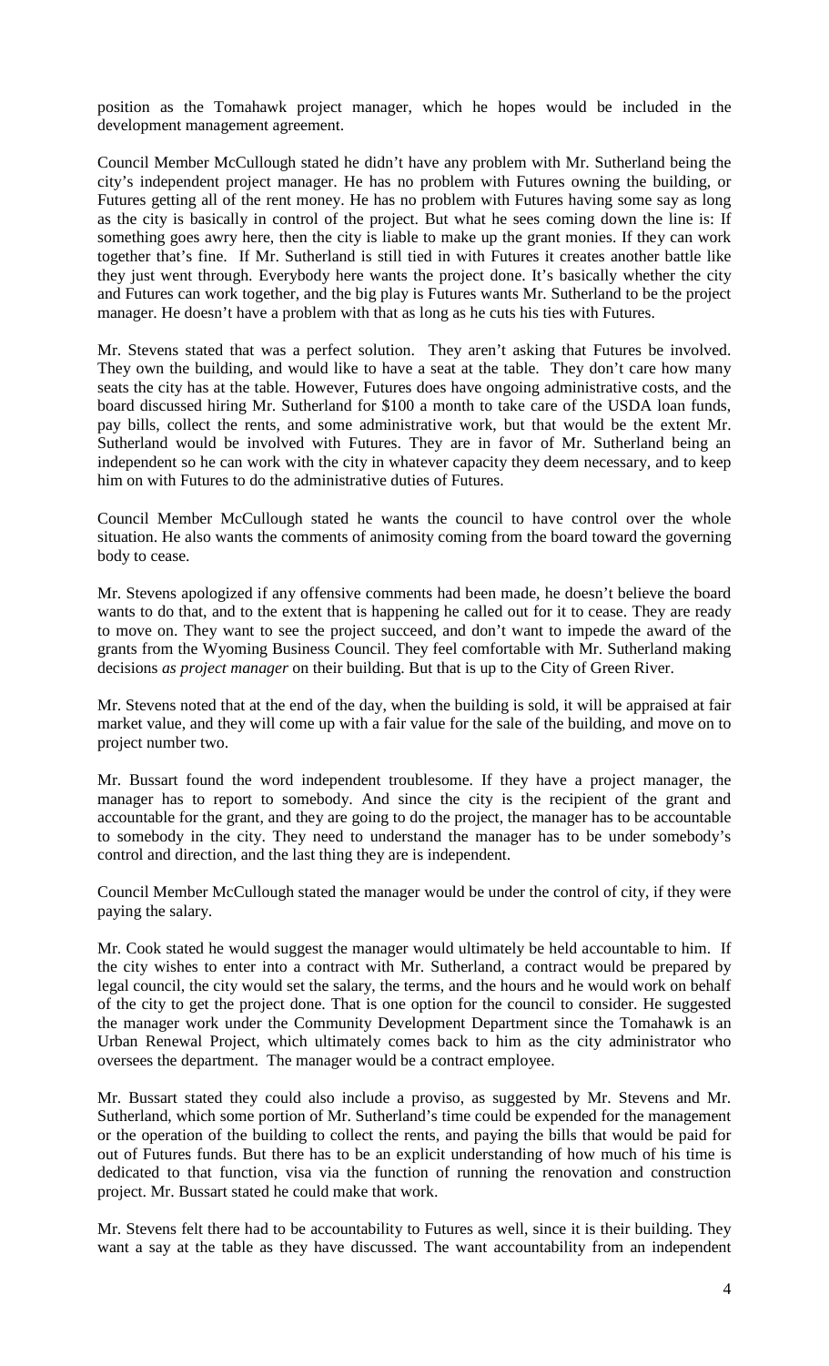position as the Tomahawk project manager, which he hopes would be included in the development management agreement.

Council Member McCullough stated he didn't have any problem with Mr. Sutherland being the city's independent project manager. He has no problem with Futures owning the building, or Futures getting all of the rent money. He has no problem with Futures having some say as long as the city is basically in control of the project. But what he sees coming down the line is: If something goes awry here, then the city is liable to make up the grant monies. If they can work together that's fine. If Mr. Sutherland is still tied in with Futures it creates another battle like they just went through. Everybody here wants the project done. It's basically whether the city and Futures can work together, and the big play is Futures wants Mr. Sutherland to be the project manager. He doesn't have a problem with that as long as he cuts his ties with Futures.

Mr. Stevens stated that was a perfect solution. They aren't asking that Futures be involved. They own the building, and would like to have a seat at the table. They don't care how many seats the city has at the table. However, Futures does have ongoing administrative costs, and the board discussed hiring Mr. Sutherland for $100 a month to take care of the USDA loan funds, pay bills, collect the rents, and some administrative work, but that would be the extent Mr. Sutherland would be involved with Futures. They are in favor of Mr. Sutherland being an independent so he can work with the city in whatever capacity they deem necessary, and to keep him on with Futures to do the administrative duties of Futures.

Council Member McCullough stated he wants the council to have control over the whole situation. He also wants the comments of animosity coming from the board toward the governing body to cease.

Mr. Stevens apologized if any offensive comments had been made, he doesn't believe the board wants to do that, and to the extent that is happening he called out for it to cease. They are ready to move on. They want to see the project succeed, and don't want to impede the award of the grants from the Wyoming Business Council. They feel comfortable with Mr. Sutherland making decisions *as project manager* on their building. But that is up to the City of Green River.

Mr. Stevens noted that at the end of the day, when the building is sold, it will be appraised at fair market value, and they will come up with a fair value for the sale of the building, and move on to project number two.

Mr. Bussart found the word independent troublesome. If they have a project manager, the manager has to report to somebody. And since the city is the recipient of the grant and accountable for the grant, and they are going to do the project, the manager has to be accountable to somebody in the city. They need to understand the manager has to be under somebody's control and direction, and the last thing they are is independent.

Council Member McCullough stated the manager would be under the control of city, if they were paying the salary.

Mr. Cook stated he would suggest the manager would ultimately be held accountable to him. If the city wishes to enter into a contract with Mr. Sutherland, a contract would be prepared by legal council, the city would set the salary, the terms, and the hours and he would work on behalf of the city to get the project done. That is one option for the council to consider. He suggested the manager work under the Community Development Department since the Tomahawk is an Urban Renewal Project, which ultimately comes back to him as the city administrator who oversees the department. The manager would be a contract employee.

Mr. Bussart stated they could also include a proviso, as suggested by Mr. Stevens and Mr. Sutherland, which some portion of Mr. Sutherland's time could be expended for the management or the operation of the building to collect the rents, and paying the bills that would be paid for out of Futures funds. But there has to be an explicit understanding of how much of his time is dedicated to that function, visa via the function of running the renovation and construction project. Mr. Bussart stated he could make that work.

Mr. Stevens felt there had to be accountability to Futures as well, since it is their building. They want a say at the table as they have discussed. The want accountability from an independent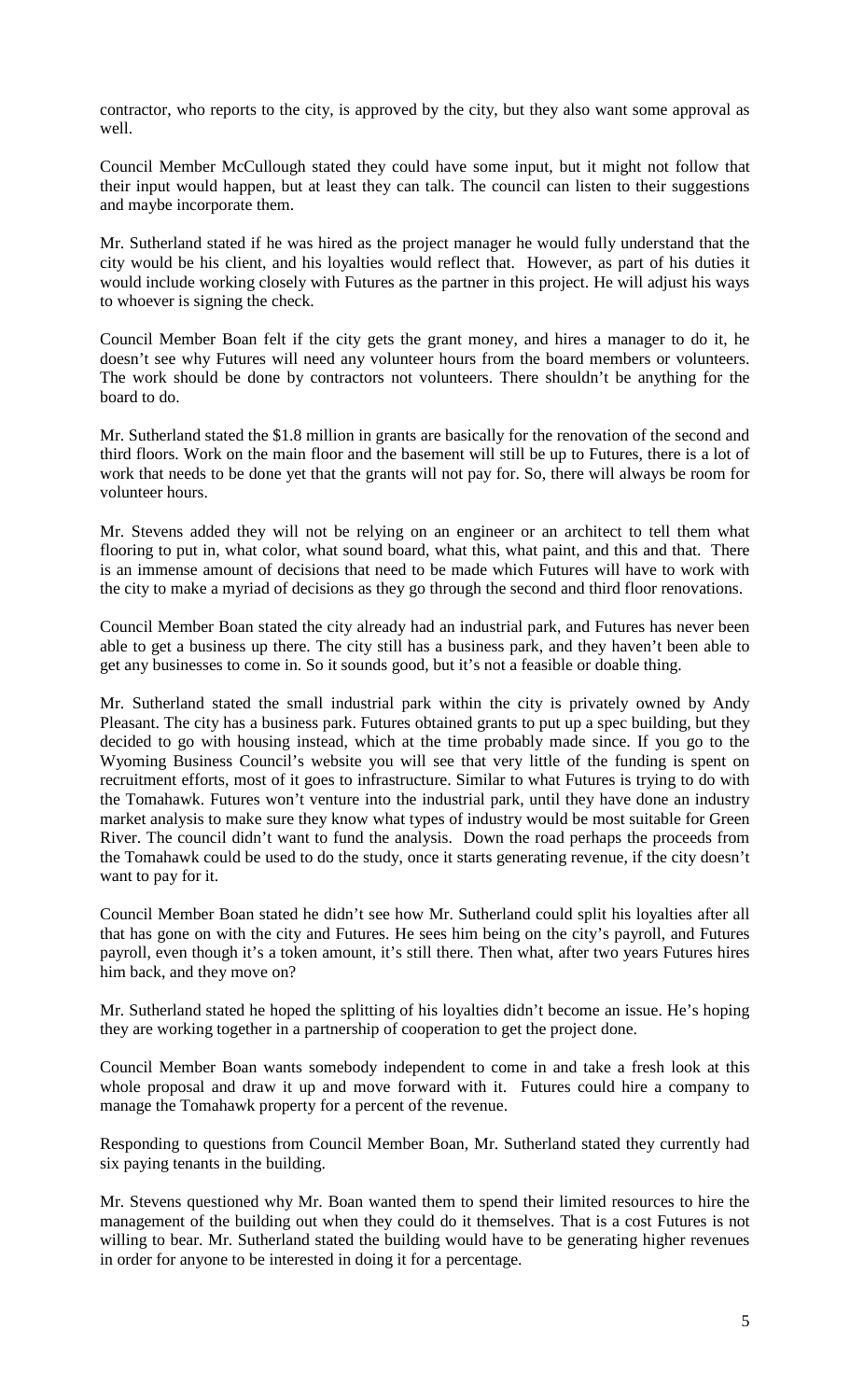contractor, who reports to the city, is approved by the city, but they also want some approval as well.

Council Member McCullough stated they could have some input, but it might not follow that their input would happen, but at least they can talk. The council can listen to their suggestions and maybe incorporate them.

Mr. Sutherland stated if he was hired as the project manager he would fully understand that the city would be his client, and his loyalties would reflect that. However, as part of his duties it would include working closely with Futures as the partner in this project. He will adjust his ways to whoever is signing the check.

Council Member Boan felt if the city gets the grant money, and hires a manager to do it, he doesn't see why Futures will need any volunteer hours from the board members or volunteers. The work should be done by contractors not volunteers. There shouldn't be anything for the board to do.

Mr. Sutherland stated the $1.8 million in grants are basically for the renovation of the second and third floors. Work on the main floor and the basement will still be up to Futures, there is a lot of work that needs to be done yet that the grants will not pay for. So, there will always be room for volunteer hours.

Mr. Stevens added they will not be relying on an engineer or an architect to tell them what flooring to put in, what color, what sound board, what this, what paint, and this and that. There is an immense amount of decisions that need to be made which Futures will have to work with the city to make a myriad of decisions as they go through the second and third floor renovations.

Council Member Boan stated the city already had an industrial park, and Futures has never been able to get a business up there. The city still has a business park, and they haven't been able to get any businesses to come in. So it sounds good, but it's not a feasible or doable thing.

Mr. Sutherland stated the small industrial park within the city is privately owned by Andy Pleasant. The city has a business park. Futures obtained grants to put up a spec building, but they decided to go with housing instead, which at the time probably made since. If you go to the Wyoming Business Council's website you will see that very little of the funding is spent on recruitment efforts, most of it goes to infrastructure. Similar to what Futures is trying to do with the Tomahawk. Futures won't venture into the industrial park, until they have done an industry market analysis to make sure they know what types of industry would be most suitable for Green River. The council didn't want to fund the analysis. Down the road perhaps the proceeds from the Tomahawk could be used to do the study, once it starts generating revenue, if the city doesn't want to pay for it.

Council Member Boan stated he didn't see how Mr. Sutherland could split his loyalties after all that has gone on with the city and Futures. He sees him being on the city's payroll, and Futures payroll, even though it's a token amount, it's still there. Then what, after two years Futures hires him back, and they move on?

Mr. Sutherland stated he hoped the splitting of his loyalties didn't become an issue. He's hoping they are working together in a partnership of cooperation to get the project done.

Council Member Boan wants somebody independent to come in and take a fresh look at this whole proposal and draw it up and move forward with it. Futures could hire a company to manage the Tomahawk property for a percent of the revenue.

Responding to questions from Council Member Boan, Mr. Sutherland stated they currently had six paying tenants in the building.

Mr. Stevens questioned why Mr. Boan wanted them to spend their limited resources to hire the management of the building out when they could do it themselves. That is a cost Futures is not willing to bear. Mr. Sutherland stated the building would have to be generating higher revenues in order for anyone to be interested in doing it for a percentage.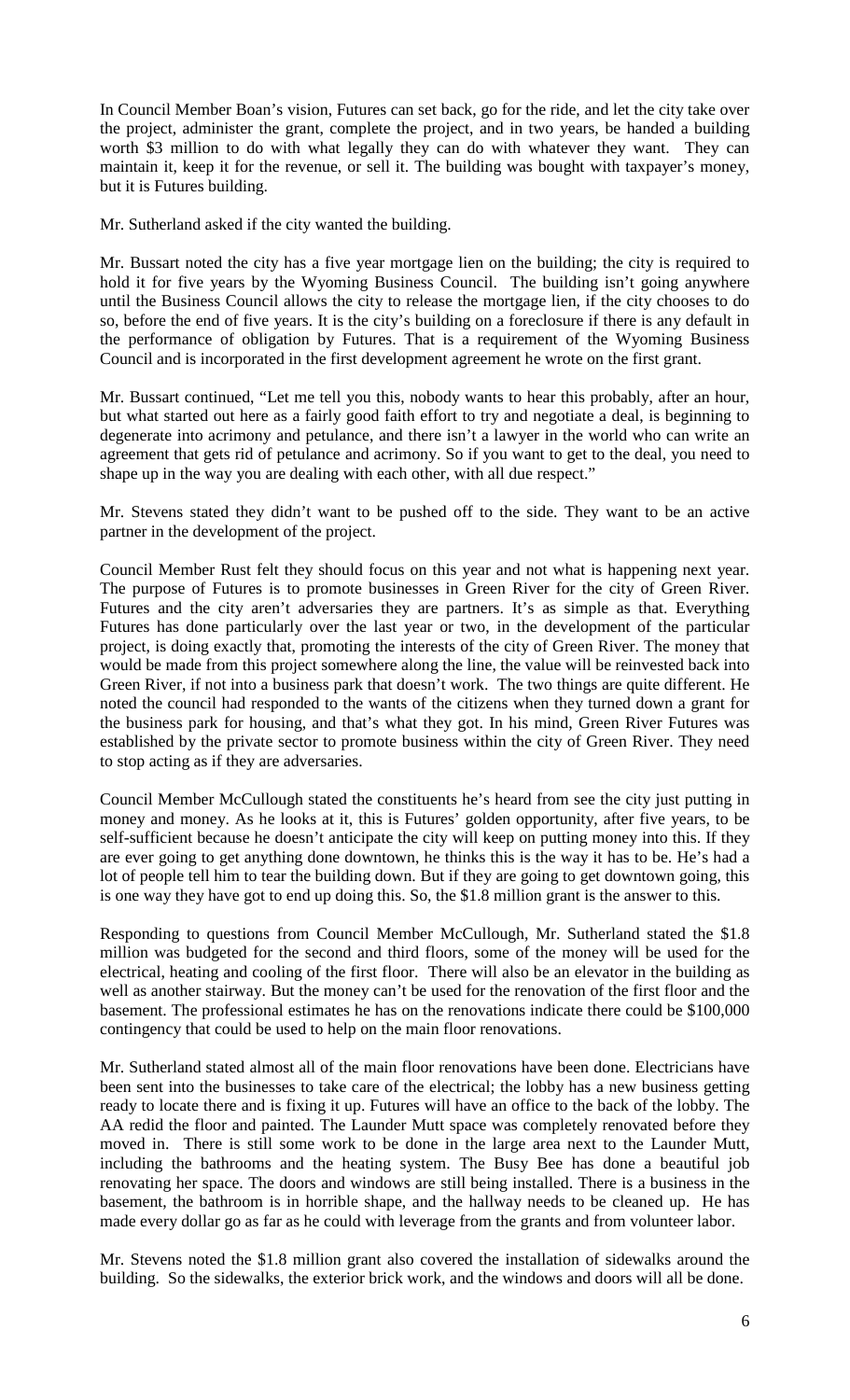In Council Member Boan's vision, Futures can set back, go for the ride, and let the city take over the project, administer the grant, complete the project, and in two years, be handed a building worth $3 million to do with what legally they can do with whatever they want. They can maintain it, keep it for the revenue, or sell it. The building was bought with taxpayer's money, but it is Futures building.

Mr. Sutherland asked if the city wanted the building.

Mr. Bussart noted the city has a five year mortgage lien on the building; the city is required to hold it for five years by the Wyoming Business Council. The building isn't going anywhere until the Business Council allows the city to release the mortgage lien, if the city chooses to do so, before the end of five years. It is the city's building on a foreclosure if there is any default in the performance of obligation by Futures. That is a requirement of the Wyoming Business Council and is incorporated in the first development agreement he wrote on the first grant.

Mr. Bussart continued, "Let me tell you this, nobody wants to hear this probably, after an hour, but what started out here as a fairly good faith effort to try and negotiate a deal, is beginning to degenerate into acrimony and petulance, and there isn't a lawyer in the world who can write an agreement that gets rid of petulance and acrimony. So if you want to get to the deal, you need to shape up in the way you are dealing with each other, with all due respect."

Mr. Stevens stated they didn't want to be pushed off to the side. They want to be an active partner in the development of the project.

Council Member Rust felt they should focus on this year and not what is happening next year. The purpose of Futures is to promote businesses in Green River for the city of Green River. Futures and the city aren't adversaries they are partners. It's as simple as that. Everything Futures has done particularly over the last year or two, in the development of the particular project, is doing exactly that, promoting the interests of the city of Green River. The money that would be made from this project somewhere along the line, the value will be reinvested back into Green River, if not into a business park that doesn't work. The two things are quite different. He noted the council had responded to the wants of the citizens when they turned down a grant for the business park for housing, and that's what they got. In his mind, Green River Futures was established by the private sector to promote business within the city of Green River. They need to stop acting as if they are adversaries.

Council Member McCullough stated the constituents he's heard from see the city just putting in money and money. As he looks at it, this is Futures' golden opportunity, after five years, to be self-sufficient because he doesn't anticipate the city will keep on putting money into this. If they are ever going to get anything done downtown, he thinks this is the way it has to be. He's had a lot of people tell him to tear the building down. But if they are going to get downtown going, this is one way they have got to end up doing this. So, the $1.8 million grant is the answer to this.

Responding to questions from Council Member McCullough, Mr. Sutherland stated the $1.8 million was budgeted for the second and third floors, some of the money will be used for the electrical, heating and cooling of the first floor. There will also be an elevator in the building as well as another stairway. But the money can't be used for the renovation of the first floor and the basement. The professional estimates he has on the renovations indicate there could be $100,000 contingency that could be used to help on the main floor renovations.

Mr. Sutherland stated almost all of the main floor renovations have been done. Electricians have been sent into the businesses to take care of the electrical; the lobby has a new business getting ready to locate there and is fixing it up. Futures will have an office to the back of the lobby. The AA redid the floor and painted. The Launder Mutt space was completely renovated before they moved in. There is still some work to be done in the large area next to the Launder Mutt, including the bathrooms and the heating system. The Busy Bee has done a beautiful job renovating her space. The doors and windows are still being installed. There is a business in the basement, the bathroom is in horrible shape, and the hallway needs to be cleaned up. He has made every dollar go as far as he could with leverage from the grants and from volunteer labor.

Mr. Stevens noted the $1.8 million grant also covered the installation of sidewalks around the building. So the sidewalks, the exterior brick work, and the windows and doors will all be done.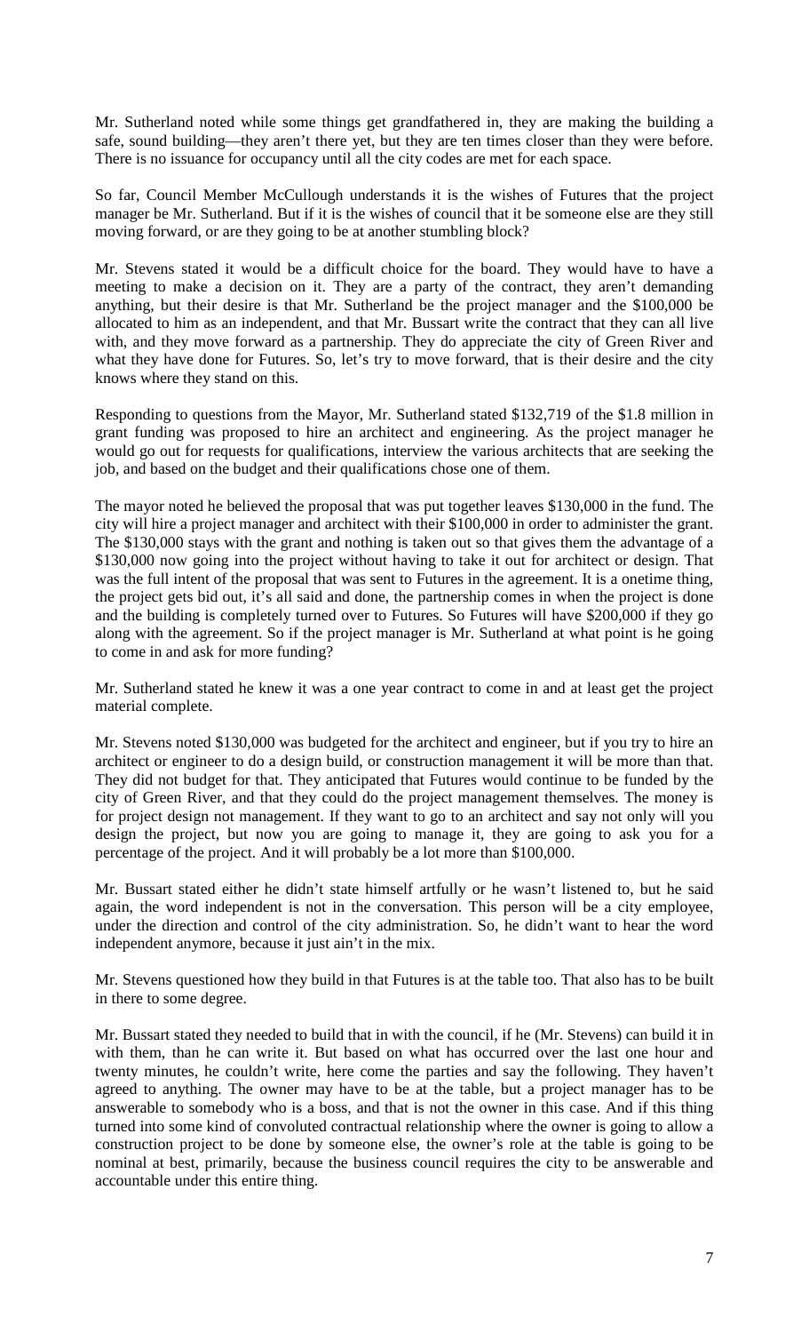Mr. Sutherland noted while some things get grandfathered in, they are making the building a safe, sound building—they aren't there yet, but they are ten times closer than they were before. There is no issuance for occupancy until all the city codes are met for each space.

So far, Council Member McCullough understands it is the wishes of Futures that the project manager be Mr. Sutherland. But if it is the wishes of council that it be someone else are they still moving forward, or are they going to be at another stumbling block?

Mr. Stevens stated it would be a difficult choice for the board. They would have to have a meeting to make a decision on it. They are a party of the contract, they aren't demanding anything, but their desire is that Mr. Sutherland be the project manager and the $100,000 be allocated to him as an independent, and that Mr. Bussart write the contract that they can all live with, and they move forward as a partnership. They do appreciate the city of Green River and what they have done for Futures. So, let's try to move forward, that is their desire and the city knows where they stand on this.

Responding to questions from the Mayor, Mr. Sutherland stated $132,719 of the $1.8 million in grant funding was proposed to hire an architect and engineering. As the project manager he would go out for requests for qualifications, interview the various architects that are seeking the job, and based on the budget and their qualifications chose one of them.

The mayor noted he believed the proposal that was put together leaves $130,000 in the fund. The city will hire a project manager and architect with their $100,000 in order to administer the grant. The $130,000 stays with the grant and nothing is taken out so that gives them the advantage of a $130,000 now going into the project without having to take it out for architect or design. That was the full intent of the proposal that was sent to Futures in the agreement. It is a onetime thing, the project gets bid out, it's all said and done, the partnership comes in when the project is done and the building is completely turned over to Futures. So Futures will have $200,000 if they go along with the agreement. So if the project manager is Mr. Sutherland at what point is he going to come in and ask for more funding?

Mr. Sutherland stated he knew it was a one year contract to come in and at least get the project material complete.

Mr. Stevens noted $130,000 was budgeted for the architect and engineer, but if you try to hire an architect or engineer to do a design build, or construction management it will be more than that. They did not budget for that. They anticipated that Futures would continue to be funded by the city of Green River, and that they could do the project management themselves. The money is for project design not management. If they want to go to an architect and say not only will you design the project, but now you are going to manage it, they are going to ask you for a percentage of the project. And it will probably be a lot more than $100,000.

Mr. Bussart stated either he didn't state himself artfully or he wasn't listened to, but he said again, the word independent is not in the conversation. This person will be a city employee, under the direction and control of the city administration. So, he didn't want to hear the word independent anymore, because it just ain't in the mix.

Mr. Stevens questioned how they build in that Futures is at the table too. That also has to be built in there to some degree.

Mr. Bussart stated they needed to build that in with the council, if he (Mr. Stevens) can build it in with them, than he can write it. But based on what has occurred over the last one hour and twenty minutes, he couldn't write, here come the parties and say the following. They haven't agreed to anything. The owner may have to be at the table, but a project manager has to be answerable to somebody who is a boss, and that is not the owner in this case. And if this thing turned into some kind of convoluted contractual relationship where the owner is going to allow a construction project to be done by someone else, the owner's role at the table is going to be nominal at best, primarily, because the business council requires the city to be answerable and accountable under this entire thing.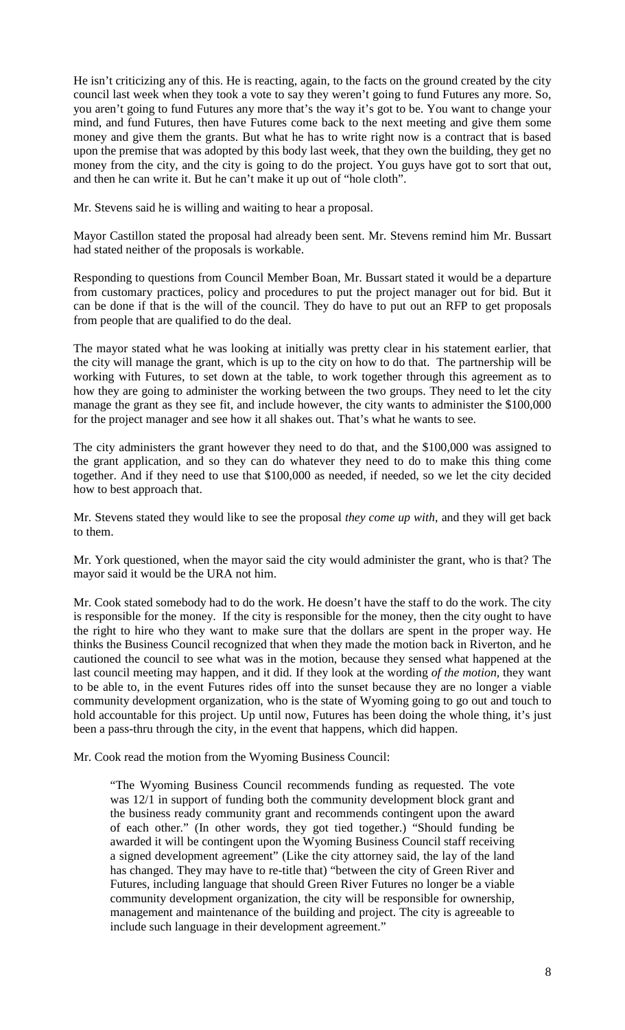He isn't criticizing any of this. He is reacting, again, to the facts on the ground created by the city council last week when they took a vote to say they weren't going to fund Futures any more. So, you aren't going to fund Futures any more that's the way it's got to be. You want to change your mind, and fund Futures, then have Futures come back to the next meeting and give them some money and give them the grants. But what he has to write right now is a contract that is based upon the premise that was adopted by this body last week, that they own the building, they get no money from the city, and the city is going to do the project. You guys have got to sort that out, and then he can write it. But he can't make it up out of "hole cloth".

Mr. Stevens said he is willing and waiting to hear a proposal.

Mayor Castillon stated the proposal had already been sent. Mr. Stevens remind him Mr. Bussart had stated neither of the proposals is workable.

Responding to questions from Council Member Boan, Mr. Bussart stated it would be a departure from customary practices, policy and procedures to put the project manager out for bid. But it can be done if that is the will of the council. They do have to put out an RFP to get proposals from people that are qualified to do the deal.

The mayor stated what he was looking at initially was pretty clear in his statement earlier, that the city will manage the grant, which is up to the city on how to do that. The partnership will be working with Futures, to set down at the table, to work together through this agreement as to how they are going to administer the working between the two groups. They need to let the city manage the grant as they see fit, and include however, the city wants to administer the $100,000 for the project manager and see how it all shakes out. That's what he wants to see.

The city administers the grant however they need to do that, and the $100,000 was assigned to the grant application, and so they can do whatever they need to do to make this thing come together. And if they need to use that $100,000 as needed, if needed, so we let the city decided how to best approach that.

Mr. Stevens stated they would like to see the proposal *they come up with*, and they will get back to them.

Mr. York questioned, when the mayor said the city would administer the grant, who is that? The mayor said it would be the URA not him.

Mr. Cook stated somebody had to do the work. He doesn't have the staff to do the work. The city is responsible for the money. If the city is responsible for the money, then the city ought to have the right to hire who they want to make sure that the dollars are spent in the proper way. He thinks the Business Council recognized that when they made the motion back in Riverton, and he cautioned the council to see what was in the motion, because they sensed what happened at the last council meeting may happen, and it did. If they look at the wording *of the motion,* they want to be able to, in the event Futures rides off into the sunset because they are no longer a viable community development organization, who is the state of Wyoming going to go out and touch to hold accountable for this project. Up until now, Futures has been doing the whole thing, it's just been a pass-thru through the city, in the event that happens, which did happen.

Mr. Cook read the motion from the Wyoming Business Council:

> "The Wyoming Business Council recommends funding as requested. The vote was 12/1 in support of funding both the community development block grant and the business ready community grant and recommends contingent upon the award of each other." (In other words, they got tied together.) "Should funding be awarded it will be contingent upon the Wyoming Business Council staff receiving a signed development agreement" (Like the city attorney said, the lay of the land has changed. They may have to re-title that) "between the city of Green River and Futures, including language that should Green River Futures no longer be a viable community development organization, the city will be responsible for ownership, management and maintenance of the building and project. The city is agreeable to include such language in their development agreement."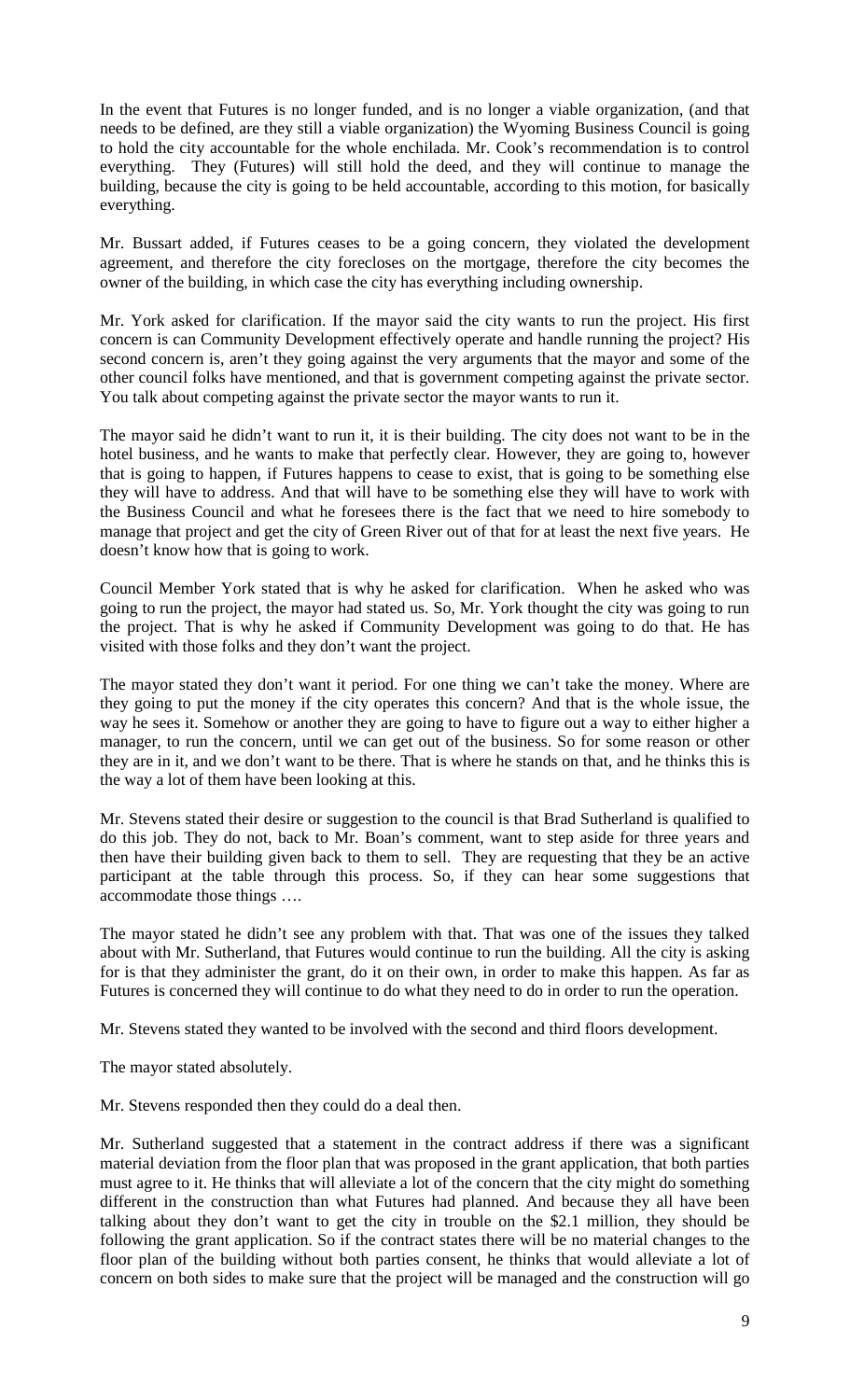In the event that Futures is no longer funded, and is no longer a viable organization, (and that needs to be defined, are they still a viable organization) the Wyoming Business Council is going to hold the city accountable for the whole enchilada. Mr. Cook's recommendation is to control everything. They (Futures) will still hold the deed, and they will continue to manage the building, because the city is going to be held accountable, according to this motion, for basically everything.

Mr. Bussart added, if Futures ceases to be a going concern, they violated the development agreement, and therefore the city forecloses on the mortgage, therefore the city becomes the owner of the building, in which case the city has everything including ownership.

Mr. York asked for clarification. If the mayor said the city wants to run the project. His first concern is can Community Development effectively operate and handle running the project? His second concern is, aren't they going against the very arguments that the mayor and some of the other council folks have mentioned, and that is government competing against the private sector. You talk about competing against the private sector the mayor wants to run it.

The mayor said he didn't want to run it, it is their building. The city does not want to be in the hotel business, and he wants to make that perfectly clear. However, they are going to, however that is going to happen, if Futures happens to cease to exist, that is going to be something else they will have to address. And that will have to be something else they will have to work with the Business Council and what he foresees there is the fact that we need to hire somebody to manage that project and get the city of Green River out of that for at least the next five years. He doesn't know how that is going to work.

Council Member York stated that is why he asked for clarification. When he asked who was going to run the project, the mayor had stated us. So, Mr. York thought the city was going to run the project. That is why he asked if Community Development was going to do that. He has visited with those folks and they don't want the project.

The mayor stated they don't want it period. For one thing we can't take the money. Where are they going to put the money if the city operates this concern? And that is the whole issue, the way he sees it. Somehow or another they are going to have to figure out a way to either higher a manager, to run the concern, until we can get out of the business. So for some reason or other they are in it, and we don't want to be there. That is where he stands on that, and he thinks this is the way a lot of them have been looking at this.

Mr. Stevens stated their desire or suggestion to the council is that Brad Sutherland is qualified to do this job. They do not, back to Mr. Boan's comment, want to step aside for three years and then have their building given back to them to sell. They are requesting that they be an active participant at the table through this process. So, if they can hear some suggestions that accommodate those things ….

The mayor stated he didn't see any problem with that. That was one of the issues they talked about with Mr. Sutherland, that Futures would continue to run the building. All the city is asking for is that they administer the grant, do it on their own, in order to make this happen. As far as Futures is concerned they will continue to do what they need to do in order to run the operation.

Mr. Stevens stated they wanted to be involved with the second and third floors development.

The mayor stated absolutely.

Mr. Stevens responded then they could do a deal then.

Mr. Sutherland suggested that a statement in the contract address if there was a significant material deviation from the floor plan that was proposed in the grant application, that both parties must agree to it. He thinks that will alleviate a lot of the concern that the city might do something different in the construction than what Futures had planned. And because they all have been talking about they don't want to get the city in trouble on the $2.1 million, they should be following the grant application. So if the contract states there will be no material changes to the floor plan of the building without both parties consent, he thinks that would alleviate a lot of concern on both sides to make sure that the project will be managed and the construction will go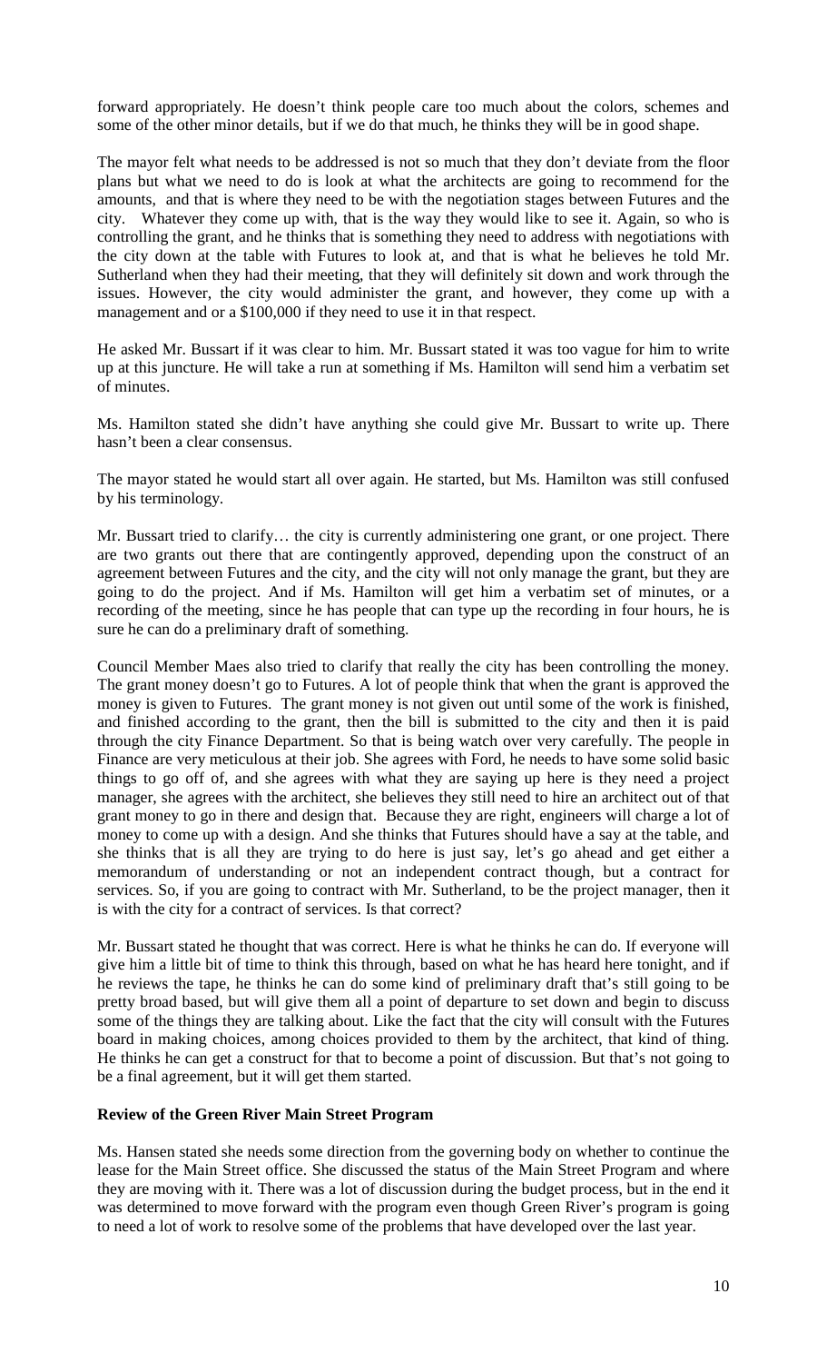forward appropriately. He doesn't think people care too much about the colors, schemes and some of the other minor details, but if we do that much, he thinks they will be in good shape.

The mayor felt what needs to be addressed is not so much that they don't deviate from the floor plans but what we need to do is look at what the architects are going to recommend for the amounts, and that is where they need to be with the negotiation stages between Futures and the city. Whatever they come up with, that is the way they would like to see it. Again, so who is controlling the grant, and he thinks that is something they need to address with negotiations with the city down at the table with Futures to look at, and that is what he believes he told Mr. Sutherland when they had their meeting, that they will definitely sit down and work through the issues. However, the city would administer the grant, and however, they come up with a management and or a $100,000 if they need to use it in that respect.

He asked Mr. Bussart if it was clear to him. Mr. Bussart stated it was too vague for him to write up at this juncture. He will take a run at something if Ms. Hamilton will send him a verbatim set of minutes.

Ms. Hamilton stated she didn't have anything she could give Mr. Bussart to write up. There hasn't been a clear consensus.

The mayor stated he would start all over again. He started, but Ms. Hamilton was still confused by his terminology.

Mr. Bussart tried to clarify… the city is currently administering one grant, or one project. There are two grants out there that are contingently approved, depending upon the construct of an agreement between Futures and the city, and the city will not only manage the grant, but they are going to do the project. And if Ms. Hamilton will get him a verbatim set of minutes, or a recording of the meeting, since he has people that can type up the recording in four hours, he is sure he can do a preliminary draft of something.

Council Member Maes also tried to clarify that really the city has been controlling the money. The grant money doesn't go to Futures. A lot of people think that when the grant is approved the money is given to Futures. The grant money is not given out until some of the work is finished, and finished according to the grant, then the bill is submitted to the city and then it is paid through the city Finance Department. So that is being watch over very carefully. The people in Finance are very meticulous at their job. She agrees with Ford, he needs to have some solid basic things to go off of, and she agrees with what they are saying up here is they need a project manager, she agrees with the architect, she believes they still need to hire an architect out of that grant money to go in there and design that. Because they are right, engineers will charge a lot of money to come up with a design. And she thinks that Futures should have a say at the table, and she thinks that is all they are trying to do here is just say, let's go ahead and get either a memorandum of understanding or not an independent contract though, but a contract for services. So, if you are going to contract with Mr. Sutherland, to be the project manager, then it is with the city for a contract of services. Is that correct?

Mr. Bussart stated he thought that was correct. Here is what he thinks he can do. If everyone will give him a little bit of time to think this through, based on what he has heard here tonight, and if he reviews the tape, he thinks he can do some kind of preliminary draft that's still going to be pretty broad based, but will give them all a point of departure to set down and begin to discuss some of the things they are talking about. Like the fact that the city will consult with the Futures board in making choices, among choices provided to them by the architect, that kind of thing. He thinks he can get a construct for that to become a point of discussion. But that's not going to be a final agreement, but it will get them started.

**Review of the Green River Main Street Program**

Ms. Hansen stated she needs some direction from the governing body on whether to continue the lease for the Main Street office. She discussed the status of the Main Street Program and where they are moving with it. There was a lot of discussion during the budget process, but in the end it was determined to move forward with the program even though Green River's program is going to need a lot of work to resolve some of the problems that have developed over the last year.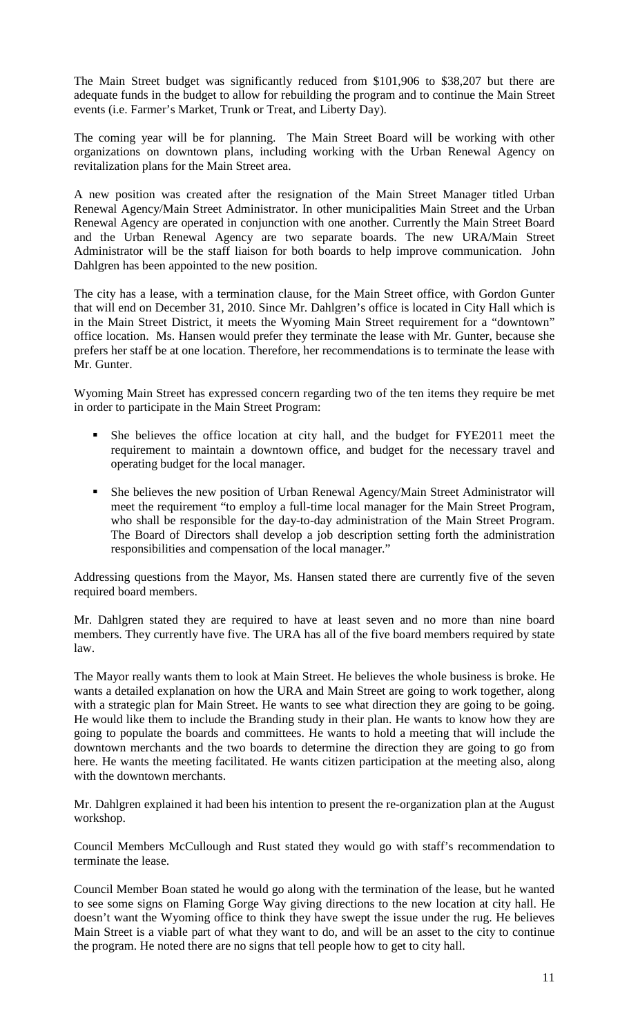The Main Street budget was significantly reduced from $101,906 to $38,207 but there are adequate funds in the budget to allow for rebuilding the program and to continue the Main Street events (i.e. Farmer's Market, Trunk or Treat, and Liberty Day).

The coming year will be for planning. The Main Street Board will be working with other organizations on downtown plans, including working with the Urban Renewal Agency on revitalization plans for the Main Street area.

A new position was created after the resignation of the Main Street Manager titled Urban Renewal Agency/Main Street Administrator. In other municipalities Main Street and the Urban Renewal Agency are operated in conjunction with one another. Currently the Main Street Board and the Urban Renewal Agency are two separate boards. The new URA/Main Street Administrator will be the staff liaison for both boards to help improve communication. John Dahlgren has been appointed to the new position.

The city has a lease, with a termination clause, for the Main Street office, with Gordon Gunter that will end on December 31, 2010. Since Mr. Dahlgren's office is located in City Hall which is in the Main Street District, it meets the Wyoming Main Street requirement for a "downtown" office location. Ms. Hansen would prefer they terminate the lease with Mr. Gunter, because she prefers her staff be at one location. Therefore, her recommendations is to terminate the lease with Mr. Gunter.

Wyoming Main Street has expressed concern regarding two of the ten items they require be met in order to participate in the Main Street Program:

- She believes the office location at city hall, and the budget for FYE2011 meet the requirement to maintain a downtown office, and budget for the necessary travel and operating budget for the local manager.
- She believes the new position of Urban Renewal Agency/Main Street Administrator will meet the requirement "to employ a full-time local manager for the Main Street Program, who shall be responsible for the day-to-day administration of the Main Street Program. The Board of Directors shall develop a job description setting forth the administration responsibilities and compensation of the local manager."

Addressing questions from the Mayor, Ms. Hansen stated there are currently five of the seven required board members.

Mr. Dahlgren stated they are required to have at least seven and no more than nine board members. They currently have five. The URA has all of the five board members required by state law.

The Mayor really wants them to look at Main Street. He believes the whole business is broke. He wants a detailed explanation on how the URA and Main Street are going to work together, along with a strategic plan for Main Street. He wants to see what direction they are going to be going. He would like them to include the Branding study in their plan. He wants to know how they are going to populate the boards and committees. He wants to hold a meeting that will include the downtown merchants and the two boards to determine the direction they are going to go from here. He wants the meeting facilitated. He wants citizen participation at the meeting also, along with the downtown merchants.

Mr. Dahlgren explained it had been his intention to present the re-organization plan at the August workshop.

Council Members McCullough and Rust stated they would go with staff's recommendation to terminate the lease.

Council Member Boan stated he would go along with the termination of the lease, but he wanted to see some signs on Flaming Gorge Way giving directions to the new location at city hall. He doesn't want the Wyoming office to think they have swept the issue under the rug. He believes Main Street is a viable part of what they want to do, and will be an asset to the city to continue the program. He noted there are no signs that tell people how to get to city hall.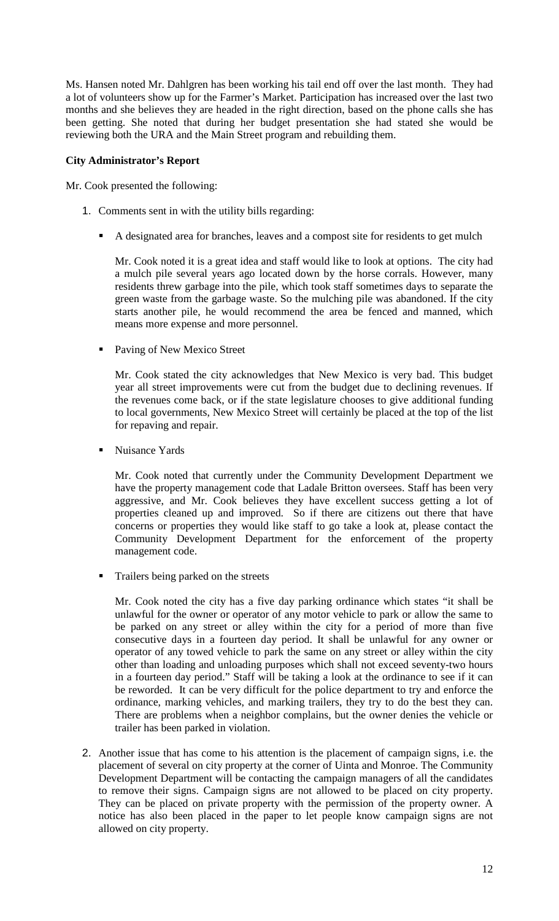Ms. Hansen noted Mr. Dahlgren has been working his tail end off over the last month. They had a lot of volunteers show up for the Farmer's Market. Participation has increased over the last two months and she believes they are headed in the right direction, based on the phone calls she has been getting. She noted that during her budget presentation she had stated she would be reviewing both the URA and the Main Street program and rebuilding them.

**City Administrator's Report**

Mr. Cook presented the following:

1. Comments sent in with the utility bills regarding:

   - A designated area for branches, leaves and a compost site for residents to get mulch

     Mr. Cook noted it is a great idea and staff would like to look at options. The city had a mulch pile several years ago located down by the horse corrals. However, many residents threw garbage into the pile, which took staff sometimes days to separate the green waste from the garbage waste. So the mulching pile was abandoned. If the city starts another pile, he would recommend the area be fenced and manned, which means more expense and more personnel.

   - Paving of New Mexico Street

     Mr. Cook stated the city acknowledges that New Mexico is very bad. This budget year all street improvements were cut from the budget due to declining revenues. If the revenues come back, or if the state legislature chooses to give additional funding to local governments, New Mexico Street will certainly be placed at the top of the list for repaving and repair.

   - Nuisance Yards

     Mr. Cook noted that currently under the Community Development Department we have the property management code that Ladale Britton oversees. Staff has been very aggressive, and Mr. Cook believes they have excellent success getting a lot of properties cleaned up and improved. So if there are citizens out there that have concerns or properties they would like staff to go take a look at, please contact the Community Development Department for the enforcement of the property management code.

   - Trailers being parked on the streets

     Mr. Cook noted the city has a five day parking ordinance which states "it shall be unlawful for the owner or operator of any motor vehicle to park or allow the same to be parked on any street or alley within the city for a period of more than five consecutive days in a fourteen day period. It shall be unlawful for any owner or operator of any towed vehicle to park the same on any street or alley within the city other than loading and unloading purposes which shall not exceed seventy-two hours in a fourteen day period." Staff will be taking a look at the ordinance to see if it can be reworded. It can be very difficult for the police department to try and enforce the ordinance, marking vehicles, and marking trailers, they try to do the best they can. There are problems when a neighbor complains, but the owner denies the vehicle or trailer has been parked in violation.

2. Another issue that has come to his attention is the placement of campaign signs, i.e. the placement of several on city property at the corner of Uinta and Monroe. The Community Development Department will be contacting the campaign managers of all the candidates to remove their signs. Campaign signs are not allowed to be placed on city property. They can be placed on private property with the permission of the property owner. A notice has also been placed in the paper to let people know campaign signs are not allowed on city property.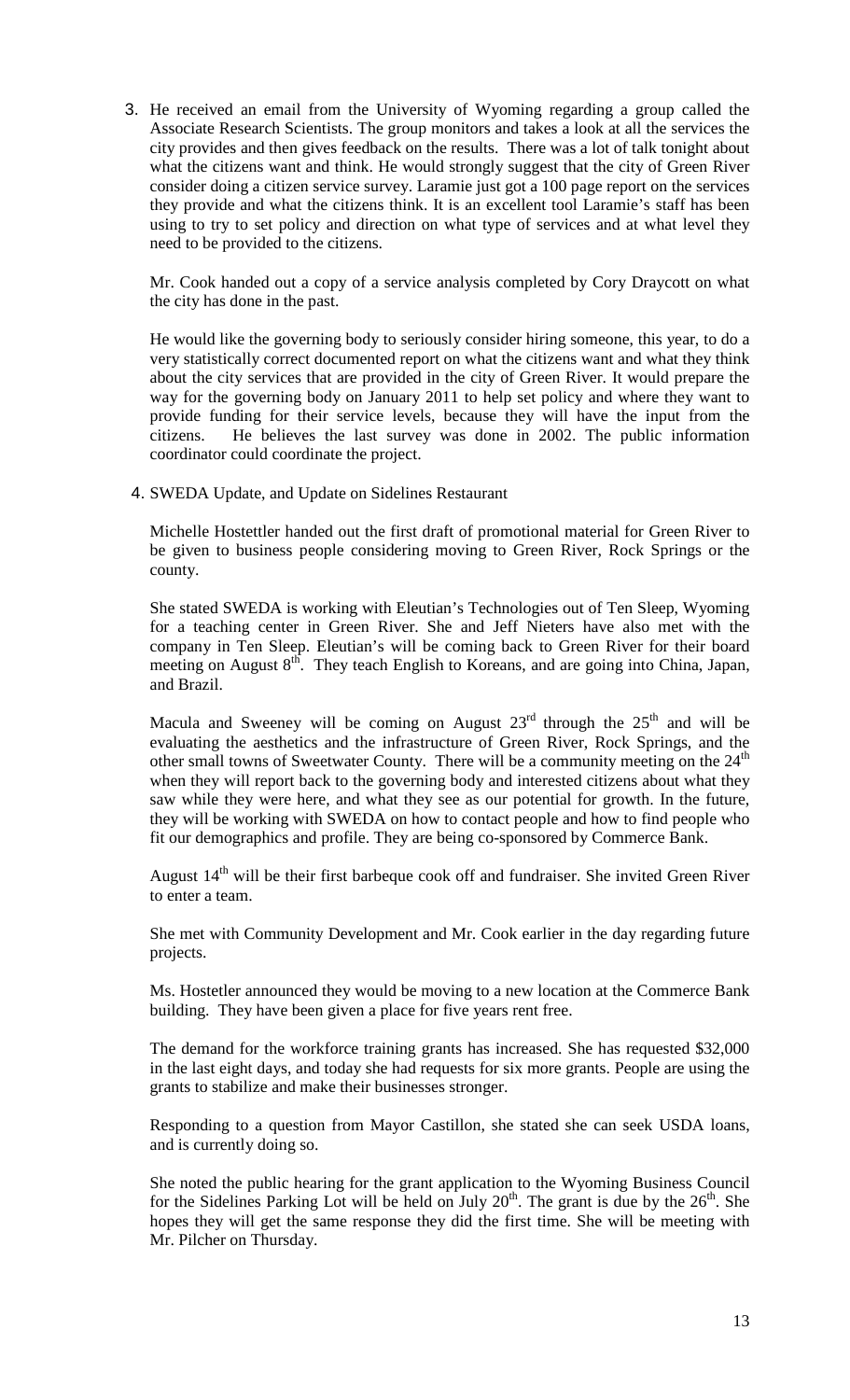3. He received an email from the University of Wyoming regarding a group called the Associate Research Scientists. The group monitors and takes a look at all the services the city provides and then gives feedback on the results. There was a lot of talk tonight about what the citizens want and think. He would strongly suggest that the city of Green River consider doing a citizen service survey. Laramie just got a 100 page report on the services they provide and what the citizens think. It is an excellent tool Laramie's staff has been using to try to set policy and direction on what type of services and at what level they need to be provided to the citizens.

   Mr. Cook handed out a copy of a service analysis completed by Cory Draycott on what the city has done in the past.

   He would like the governing body to seriously consider hiring someone, this year, to do a very statistically correct documented report on what the citizens want and what they think about the city services that are provided in the city of Green River. It would prepare the way for the governing body on January 2011 to help set policy and where they want to provide funding for their service levels, because they will have the input from the citizens. He believes the last survey was done in 2002. The public information coordinator could coordinate the project.

4. SWEDA Update, and Update on Sidelines Restaurant

   Michelle Hostettler handed out the first draft of promotional material for Green River to be given to business people considering moving to Green River, Rock Springs or the county.

   She stated SWEDA is working with Eleutian's Technologies out of Ten Sleep, Wyoming for a teaching center in Green River. She and Jeff Nieters have also met with the company in Ten Sleep. Eleutian's will be coming back to Green River for their board meeting on August 8th. They teach English to Koreans, and are going into China, Japan, and Brazil.

   Macula and Sweeney will be coming on August 23rd through the 25th and will be evaluating the aesthetics and the infrastructure of Green River, Rock Springs, and the other small towns of Sweetwater County. There will be a community meeting on the 24th when they will report back to the governing body and interested citizens about what they saw while they were here, and what they see as our potential for growth. In the future, they will be working with SWEDA on how to contact people and how to find people who fit our demographics and profile. They are being co-sponsored by Commerce Bank.

   August 14th will be their first barbeque cook off and fundraiser. She invited Green River to enter a team.

   She met with Community Development and Mr. Cook earlier in the day regarding future projects.

   Ms. Hostetler announced they would be moving to a new location at the Commerce Bank building. They have been given a place for five years rent free.

   The demand for the workforce training grants has increased. She has requested $32,000 in the last eight days, and today she had requests for six more grants. People are using the grants to stabilize and make their businesses stronger.

   Responding to a question from Mayor Castillon, she stated she can seek USDA loans, and is currently doing so.

   She noted the public hearing for the grant application to the Wyoming Business Council for the Sidelines Parking Lot will be held on July 20th. The grant is due by the 26th. She hopes they will get the same response they did the first time. She will be meeting with Mr. Pilcher on Thursday.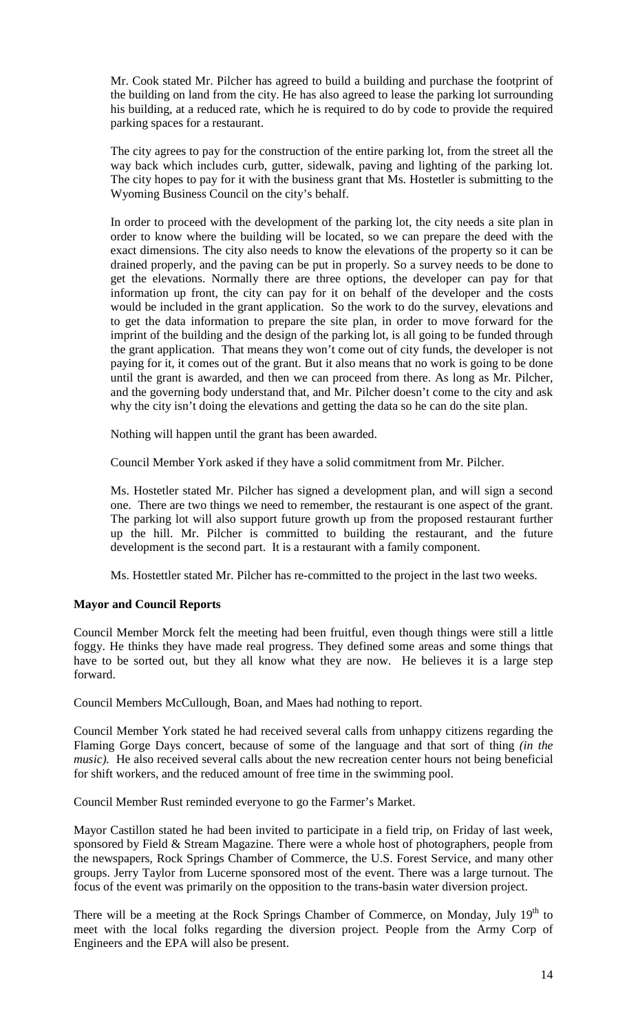Mr. Cook stated Mr. Pilcher has agreed to build a building and purchase the footprint of the building on land from the city. He has also agreed to lease the parking lot surrounding his building, at a reduced rate, which he is required to do by code to provide the required parking spaces for a restaurant.

The city agrees to pay for the construction of the entire parking lot, from the street all the way back which includes curb, gutter, sidewalk, paving and lighting of the parking lot. The city hopes to pay for it with the business grant that Ms. Hostetler is submitting to the Wyoming Business Council on the city's behalf.

In order to proceed with the development of the parking lot, the city needs a site plan in order to know where the building will be located, so we can prepare the deed with the exact dimensions. The city also needs to know the elevations of the property so it can be drained properly, and the paving can be put in properly. So a survey needs to be done to get the elevations. Normally there are three options, the developer can pay for that information up front, the city can pay for it on behalf of the developer and the costs would be included in the grant application. So the work to do the survey, elevations and to get the data information to prepare the site plan, in order to move forward for the imprint of the building and the design of the parking lot, is all going to be funded through the grant application. That means they won't come out of city funds, the developer is not paying for it, it comes out of the grant. But it also means that no work is going to be done until the grant is awarded, and then we can proceed from there. As long as Mr. Pilcher, and the governing body understand that, and Mr. Pilcher doesn't come to the city and ask why the city isn't doing the elevations and getting the data so he can do the site plan.

Nothing will happen until the grant has been awarded.

Council Member York asked if they have a solid commitment from Mr. Pilcher.

Ms. Hostetler stated Mr. Pilcher has signed a development plan, and will sign a second one. There are two things we need to remember, the restaurant is one aspect of the grant. The parking lot will also support future growth up from the proposed restaurant further up the hill. Mr. Pilcher is committed to building the restaurant, and the future development is the second part. It is a restaurant with a family component.

Ms. Hostettler stated Mr. Pilcher has re-committed to the project in the last two weeks.

**Mayor and Council Reports**

Council Member Morck felt the meeting had been fruitful, even though things were still a little foggy. He thinks they have made real progress. They defined some areas and some things that have to be sorted out, but they all know what they are now. He believes it is a large step forward.

Council Members McCullough, Boan, and Maes had nothing to report.

Council Member York stated he had received several calls from unhappy citizens regarding the Flaming Gorge Days concert, because of some of the language and that sort of thing *(in the music).* He also received several calls about the new recreation center hours not being beneficial for shift workers, and the reduced amount of free time in the swimming pool.

Council Member Rust reminded everyone to go the Farmer's Market.

Mayor Castillon stated he had been invited to participate in a field trip, on Friday of last week, sponsored by Field & Stream Magazine. There were a whole host of photographers, people from the newspapers, Rock Springs Chamber of Commerce, the U.S. Forest Service, and many other groups. Jerry Taylor from Lucerne sponsored most of the event. There was a large turnout. The focus of the event was primarily on the opposition to the trans-basin water diversion project.

There will be a meeting at the Rock Springs Chamber of Commerce, on Monday, July 19th to meet with the local folks regarding the diversion project. People from the Army Corp of Engineers and the EPA will also be present.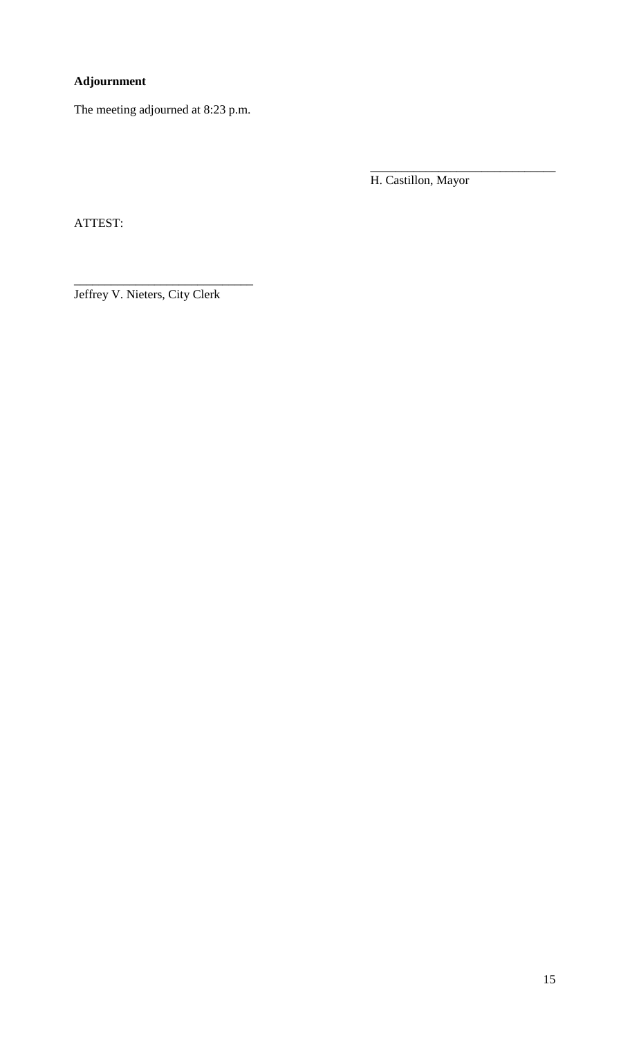**Adjournment**

The meeting adjourned at 8:23 p.m.

\_\_\_\_\_\_\_\_\_\_\_\_\_\_\_\_\_\_\_\_\_\_\_\_\_\_\_\_\_\_
H. Castillon, Mayor

ATTEST:

\_\_\_\_\_\_\_\_\_\_\_\_\_\_\_\_\_\_\_\_\_\_\_\_\_\_\_\_\_\_
Jeffrey V. Nieters, City Clerk